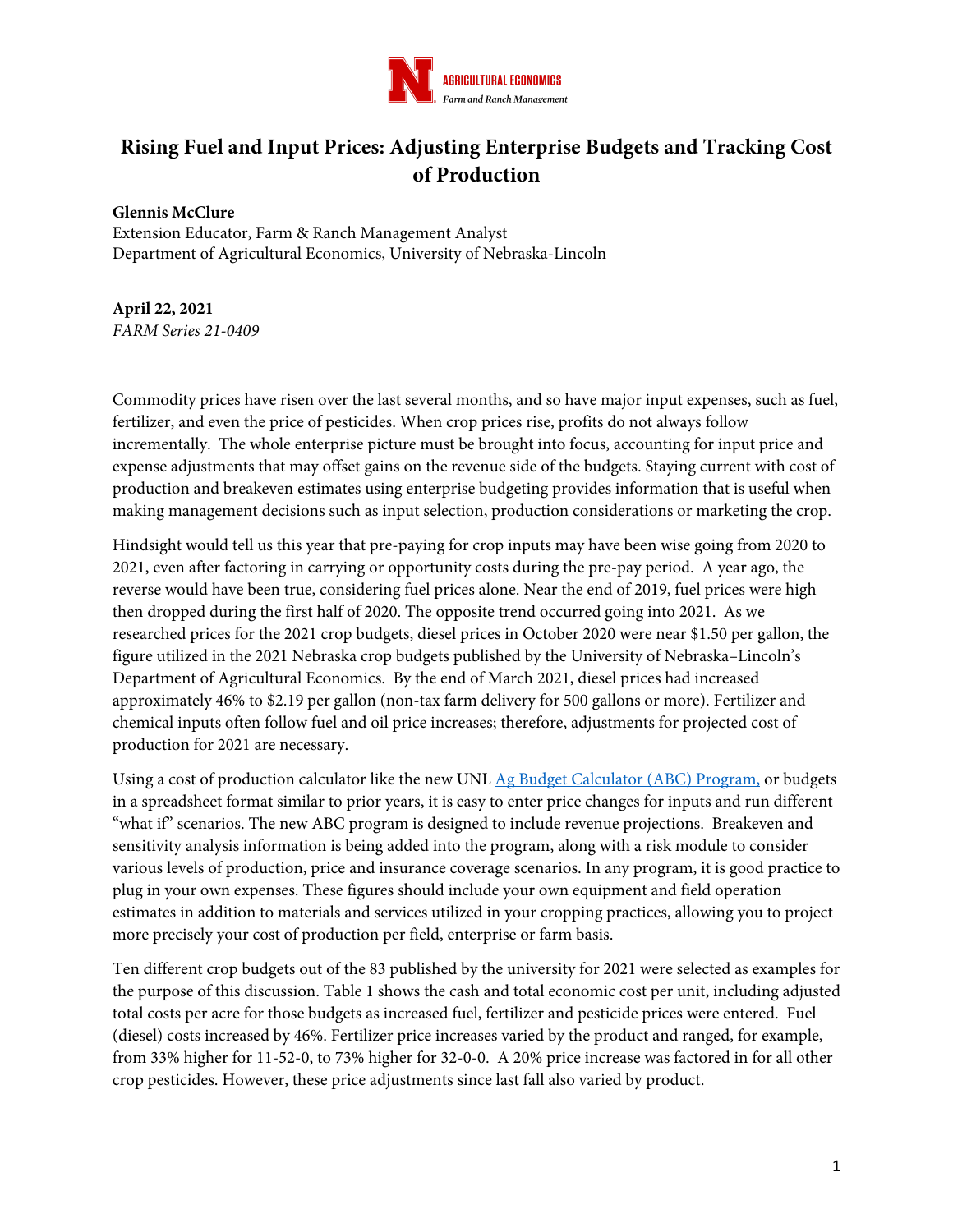AGRICULTURAL ECONOMICS
*Farm and Ranch Management*

# Rising Fuel and Input Prices: Adjusting Enterprise Budgets and Tracking Cost of Production

**Glennis McClure**
Extension Educator, Farm & Ranch Management Analyst
Department of Agricultural Economics, University of Nebraska-Lincoln

**April 22, 2021**
*FARM Series 21-0409*

Commodity prices have risen over the last several months, and so have major input expenses, such as fuel, fertilizer, and even the price of pesticides. When crop prices rise, profits do not always follow incrementally. The whole enterprise picture must be brought into focus, accounting for input price and expense adjustments that may offset gains on the revenue side of the budgets. Staying current with cost of production and breakeven estimates using enterprise budgeting provides information that is useful when making management decisions such as input selection, production considerations or marketing the crop.

Hindsight would tell us this year that pre-paying for crop inputs may have been wise going from 2020 to 2021, even after factoring in carrying or opportunity costs during the pre-pay period. A year ago, the reverse would have been true, considering fuel prices alone. Near the end of 2019, fuel prices were high then dropped during the first half of 2020. The opposite trend occurred going into 2021. As we researched prices for the 2021 crop budgets, diesel prices in October 2020 were near $1.50 per gallon, the figure utilized in the 2021 Nebraska crop budgets published by the University of Nebraska–Lincoln's Department of Agricultural Economics. By the end of March 2021, diesel prices had increased approximately 46% to $2.19 per gallon (non-tax farm delivery for 500 gallons or more). Fertilizer and chemical inputs often follow fuel and oil price increases; therefore, adjustments for projected cost of production for 2021 are necessary.

Using a cost of production calculator like the new UNL Ag Budget Calculator (ABC) Program, or budgets in a spreadsheet format similar to prior years, it is easy to enter price changes for inputs and run different "what if" scenarios. The new ABC program is designed to include revenue projections. Breakeven and sensitivity analysis information is being added into the program, along with a risk module to consider various levels of production, price and insurance coverage scenarios. In any program, it is good practice to plug in your own expenses. These figures should include your own equipment and field operation estimates in addition to materials and services utilized in your cropping practices, allowing you to project more precisely your cost of production per field, enterprise or farm basis.

Ten different crop budgets out of the 83 published by the university for 2021 were selected as examples for the purpose of this discussion. Table 1 shows the cash and total economic cost per unit, including adjusted total costs per acre for those budgets as increased fuel, fertilizer and pesticide prices were entered. Fuel (diesel) costs increased by 46%. Fertilizer price increases varied by the product and ranged, for example, from 33% higher for 11-52-0, to 73% higher for 32-0-0. A 20% price increase was factored in for all other crop pesticides. However, these price adjustments since last fall also varied by product.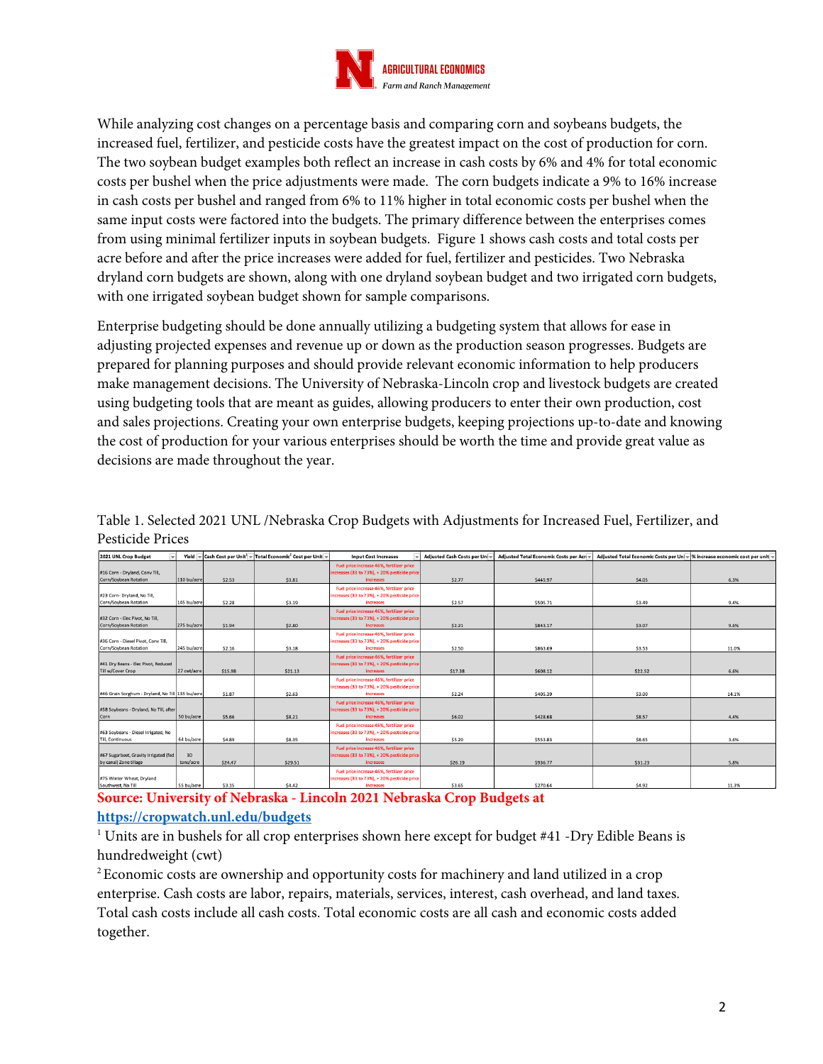While analyzing cost changes on a percentage basis and comparing corn and soybeans budgets, the increased fuel, fertilizer, and pesticide costs have the greatest impact on the cost of production for corn. The two soybean budget examples both reflect an increase in cash costs by 6% and 4% for total economic costs per bushel when the price adjustments were made. The corn budgets indicate a 9% to 16% increase in cash costs per bushel and ranged from 6% to 11% higher in total economic costs per bushel when the same input costs were factored into the budgets. The primary difference between the enterprises comes from using minimal fertilizer inputs in soybean budgets. Figure 1 shows cash costs and total costs per acre before and after the price increases were added for fuel, fertilizer and pesticides. Two Nebraska dryland corn budgets are shown, along with one dryland soybean budget and two irrigated corn budgets, with one irrigated soybean budget shown for sample comparisons.

Enterprise budgeting should be done annually utilizing a budgeting system that allows for ease in adjusting projected expenses and revenue up or down as the production season progresses. Budgets are prepared for planning purposes and should provide relevant economic information to help producers make management decisions. The University of Nebraska-Lincoln crop and livestock budgets are created using budgeting tools that are meant as guides, allowing producers to enter their own production, cost and sales projections. Creating your own enterprise budgets, keeping projections up-to-date and knowing the cost of production for your various enterprises should be worth the time and provide great value as decisions are made throughout the year.

Table 1. Selected 2021 UNL /Nebraska Crop Budgets with Adjustments for Increased Fuel, Fertilizer, and Pesticide Prices

| 2021 UNL Crop Budget | Yield | Cash Cost per Unit[1] | Total Economic[2] Cost per Unit | Input Cost Increases | Adjusted Cash Costs per Unit | Adjusted Total Economic Costs per Acre | Adjusted Total Economic Costs per Unit | % increase economic cost per unit |
|---|---|---|---|---|---|---|---|---|
| #16 Corn - Dryland, Conv Till, Corn/Soybean Rotation | 110 bu/acre | $2.53 | $3.81 | Fuel price increase 46%, fertilizer price increases (33 to 73%), + 20% pesticide price increases | $2.77 | $445.97 | $4.05 | 6.3% |
| #23 Corn- Dryland, No Till, Corn/Soybean Rotation | 145 bu/acre | $2.28 | $3.19 | Fuel price increase 46%, fertilizer price increases (33 to 73%), + 20% pesticide price increases | $2.57 | $505.71 | $3.49 | 9.4% |
| #32 Corn - Elec Pivot, No Till, Corn/Soybean Rotation | 275 bu/acre | $1.94 | $2.80 | Fuel price increase 46%, fertilizer price increases (33 to 73%), + 20% pesticide price increases | $2.21 | $843.17 | $3.07 | 9.6% |
| #36 Corn - Diesel Pivot, Conv Till, Corn/Soybean Rotation | 245 bu/acre | $2.16 | $3.18 | Fuel price increase 46%, fertilizer price increases (33 to 73%), + 20% pesticide price increases | $2.50 | $863.69 | $3.53 | 11.0% |
| #41 Dry Beans - Elec Pivot, Reduced Till w/Cover Crop | 27 cwt/acre | $15.98 | $21.13 | Fuel price increase 46%, fertilizer price increases (33 to 73%), + 20% pesticide price increases | $17.38 | $608.12 | $22.52 | 6.6% |
| #46 Grain Sorghum - Dryland, No Till | 135 bu/acre | $1.87 | $2.63 | Fuel price increase 46%, fertilizer price increases (33 to 73%), + 20% pesticide price increases | $2.24 | $405.39 | $3.00 | 14.1% |
| #58 Soybeans - Dryland, No Till, after Corn | 50 bu/acre | $5.66 | $8.21 | Fuel price increase 46%, fertilizer price increases (33 to 73%), + 20% pesticide price increases | $6.02 | $428.68 | $8.57 | 4.4% |
| #63 Soybeans - Diesel Irrigated, No Till, Continuous | 64 bu/acre | $4.89 | $8.35 | Fuel price increase 46%, fertilizer price increases (33 to 73%), + 20% pesticide price increases | $5.20 | $553.83 | $8.65 | 3.6% |
| #67 Sugarbeet, Gravity Irrigated (fed by canal) Zone tillage | 30 tons/acre | $24.47 | $29.51 | Fuel price increase 46%, fertilizer price increases (33 to 73%), + 20% pesticide price increases | $26.19 | $936.77 | $31.23 | 5.8% |
| #75 Winter Wheat, Dryland Southwest, No Till | 55 bu/acre | $3.15 | $4.42 | Fuel price increase 46%, fertilizer price increases (33 to 73%), + 20% pesticide price increases | $3.65 | $270.64 | $4.92 | 11.3% |

**Source: University of Nebraska - Lincoln 2021 Nebraska Crop Budgets at https://cropwatch.unl.edu/budgets**

[1] Units are in bushels for all crop enterprises shown here except for budget #41 -Dry Edible Beans is hundredweight (cwt)

[2] Economic costs are ownership and opportunity costs for machinery and land utilized in a crop enterprise. Cash costs are labor, repairs, materials, services, interest, cash overhead, and land taxes. Total cash costs include all cash costs. Total economic costs are all cash and economic costs added together.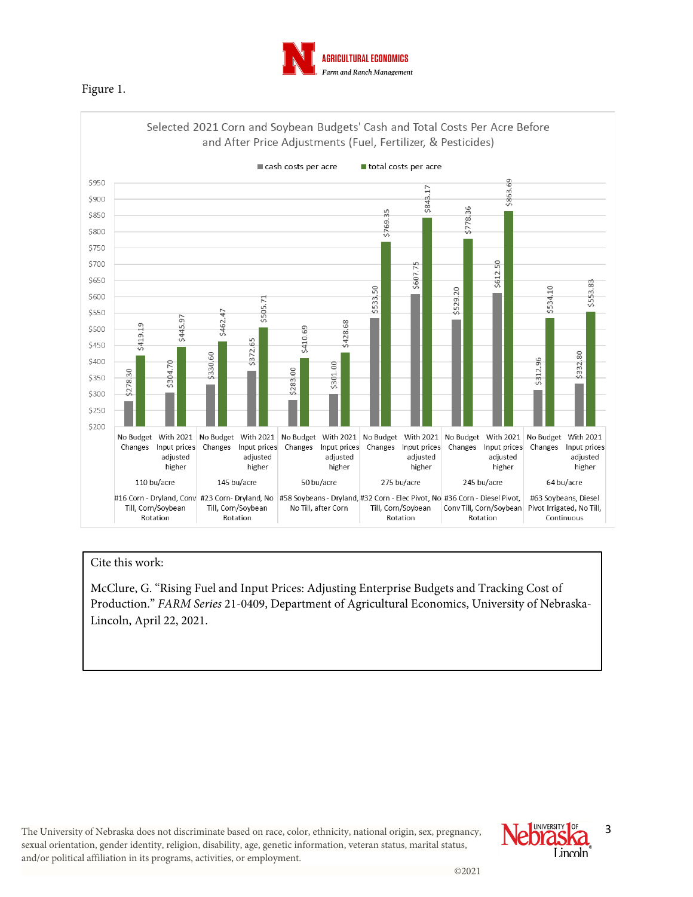Figure 1.

Selected 2021 Corn and Soybean Budgets' Cash and Total Costs Per Acre Before and After Price Adjustments (Fuel, Fertilizer, & Pesticides)

cash costs per acre
total costs per acre

$950
$900
$850
$800
$750
$700
$650
$600
$550
$500
$450
$400
$350
$300
$250
$200

$278.30 $419.19 $304.70 $445.97 $330.60 $462.47 $372.65 $505.71 $283.00 $410.69 $301.00 $428.68 $533.50 $769.35 $607.75 $843.17 $529.20 $778.36 $612.50 $863.69 $312.96 $534.10 $332.80 $553.83

No Budget Changes
With 2021 Input prices adjusted higher

110 bu/acre
#16 Corn - Dryland, Conv Till, Corn/Soybean Rotation

145 bu/acre
#23 Corn- Dryland, No Till, Corn/Soybean Rotation

50 bu/acre
#58 Soybeans - Dryland, No Till, after Corn

275 bu/acre
#32 Corn - Elec Pivot, No Till, Corn/Soybean Rotation

245 bu/acre
#36 Corn - Diesel Pivot, Conv Till, Corn/Soybean Rotation

64 bu/acre
#63 Soybeans, Diesel Pivot Irrigated, No Till, Continuous

Cite this work:

McClure, G. "Rising Fuel and Input Prices: Adjusting Enterprise Budgets and Tracking Cost of Production." *FARM Series* 21-0409, Department of Agricultural Economics, University of Nebraska-Lincoln, April 22, 2021.

The University of Nebraska does not discriminate based on race, color, ethnicity, national origin, sex, pregnancy, sexual orientation, gender identity, religion, disability, age, genetic information, veteran status, marital status, and/or political affiliation in its programs, activities, or employment.

©2021